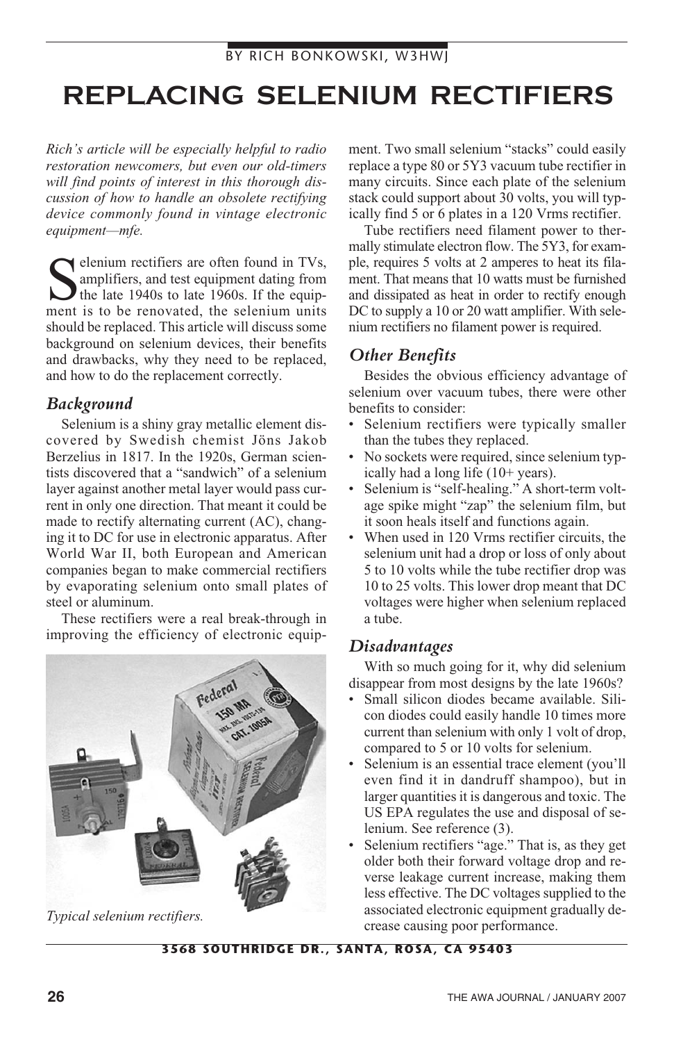BY RICH BONKOWSKI, W3HWJ

# REPLACING SELENIUM RECTIFIERS

*Rich's article will be especially helpful to radio restoration newcomers, but even our old-timers will find points of interest in this thorough discussion of how to handle an obsolete rectifying device commonly found in vintage electronic equipment—mfe.*

Selenium rectifiers are often found in TVs, amplifiers, and test equipment dating from the late 1940s to late 1960s. If the equipment is to be renovated, the selenium units should be replaced. This article will discuss some background on selenium devices, their benefits and drawbacks, why they need to be replaced, and how to do the replacement correctly.

## Background

Selenium is a shiny gray metallic element discovered by Swedish chemist Jöns Jakob Berzelius in 1817. In the 1920s, German scientists discovered that a "sandwich" of a selenium layer against another metal layer would pass current in only one direction. That meant it could be made to rectify alternating current (AC), changing it to DC for use in electronic apparatus. After World War II, both European and American companies began to make commercial rectifiers by evaporating selenium onto small plates of steel or aluminum.

These rectifiers were a real break-through in improving the efficiency of electronic equipment. Two small selenium "stacks" could easily replace a type 80 or 5Y3 vacuum tube rectifier in many circuits. Since each plate of the selenium stack could support about 30 volts, you will typically find 5 or 6 plates in a 120 Vrms rectifier.

*Typical selenium rectifiers.*

Tube rectifiers need filament power to thermally stimulate electron flow. The 5Y3, for example, requires 5 volts at 2 amperes to heat its filament. That means that 10 watts must be furnished and dissipated as heat in order to rectify enough DC to supply a 10 or 20 watt amplifier. With selenium rectifiers no filament power is required.

## Other Benefits

Besides the obvious efficiency advantage of selenium over vacuum tubes, there were other benefits to consider:

- Selenium rectifiers were typically smaller than the tubes they replaced.
- No sockets were required, since selenium typically had a long life (10+ years).
- Selenium is "self-healing." A short-term voltage spike might "zap" the selenium film, but it soon heals itself and functions again.
- When used in 120 Vrms rectifier circuits, the selenium unit had a drop or loss of only about 5 to 10 volts while the tube rectifier drop was 10 to 25 volts. This lower drop meant that DC voltages were higher when selenium replaced a tube.

## Disadvantages

With so much going for it, why did selenium disappear from most designs by the late 1960s?

- Small silicon diodes became available. Silicon diodes could easily handle 10 times more current than selenium with only 1 volt of drop, compared to 5 or 10 volts for selenium.
- Selenium is an essential trace element (you'll even find it in dandruff shampoo), but in larger quantities it is dangerous and toxic. The US EPA regulates the use and disposal of selenium. See reference (3).
- Selenium rectifiers "age." That is, as they get older both their forward voltage drop and reverse leakage current increase, making them less effective. The DC voltages supplied to the associated electronic equipment gradually decrease causing poor performance.

**3568 SOUTHRIDGE DR., SANTA, ROSA, CA 95403**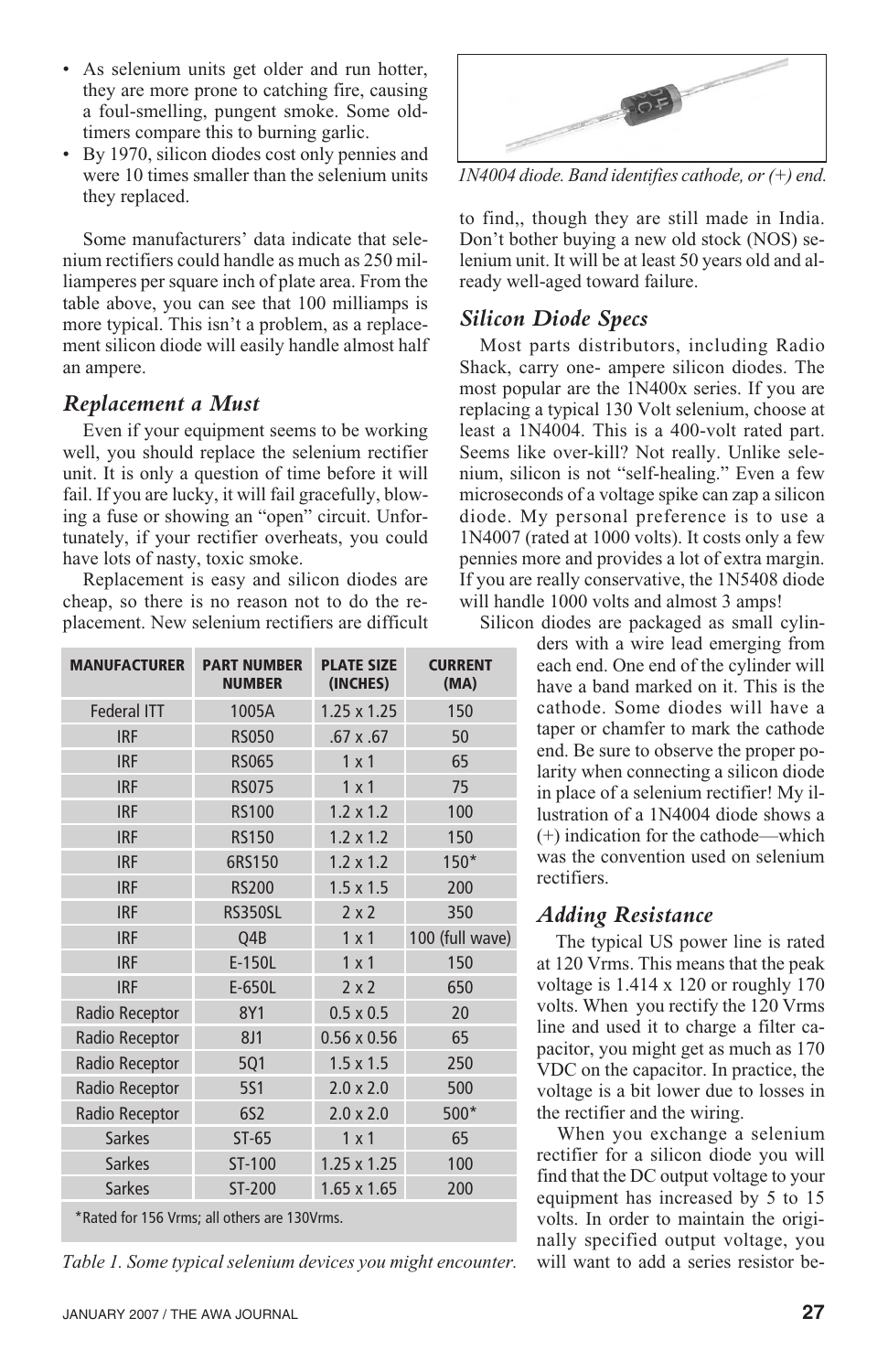- As selenium units get older and run hotter, they are more prone to catching fire, causing a foul-smelling, pungent smoke. Some old-timers compare this to burning garlic.
- By 1970, silicon diodes cost only pennies and were 10 times smaller than the selenium units they replaced.

Some manufacturers' data indicate that selenium rectifiers could handle as much as 250 milliamperes per square inch of plate area. From the table above, you can see that 100 milliamps is more typical. This isn't a problem, as a replacement silicon diode will easily handle almost half an ampere.

## *Replacement a Must*

Even if your equipment seems to be working well, you should replace the selenium rectifier unit. It is only a question of time before it will fail. If you are lucky, it will fail gracefully, blowing a fuse or showing an "open" circuit. Unfortunately, if your rectifier overheats, you could have lots of nasty, toxic smoke.

Replacement is easy and silicon diodes are cheap, so there is no reason not to do the replacement. New selenium rectifiers are difficult to find,, though they are still made in India. Don't bother buying a new old stock (NOS) selenium unit. It will be at least 50 years old and already well-aged toward failure.

*1N4004 diode. Band identifies cathode, or (+) end.*

| MANUFACTURER | PART NUMBER NUMBER | PLATE SIZE (INCHES) | CURRENT (MA) |
|---|---|---|---|
| Federal ITT | 1005A | 1.25 x 1.25 | 150 |
| IRF | RS050 | .67 x .67 | 50 |
| IRF | RS065 | 1 x 1 | 65 |
| IRF | RS075 | 1 x 1 | 75 |
| IRF | RS100 | 1.2 x 1.2 | 100 |
| IRF | RS150 | 1.2 x 1.2 | 150 |
| IRF | 6RS150 | 1.2 x 1.2 | 150* |
| IRF | RS200 | 1.5 x 1.5 | 200 |
| IRF | RS350SL | 2 x 2 | 350 |
| IRF | Q4B | 1 x 1 | 100 (full wave) |
| IRF | E-150L | 1 x 1 | 150 |
| IRF | E-650L | 2 x 2 | 650 |
| Radio Receptor | 8Y1 | 0.5 x 0.5 | 20 |
| Radio Receptor | 8J1 | 0.56 x 0.56 | 65 |
| Radio Receptor | 5Q1 | 1.5 x 1.5 | 250 |
| Radio Receptor | 5S1 | 2.0 x 2.0 | 500 |
| Radio Receptor | 6S2 | 2.0 x 2.0 | 500* |
| Sarkes | ST-65 | 1 x 1 | 65 |
| Sarkes | ST-100 | 1.25 x 1.25 | 100 |
| Sarkes | ST-200 | 1.65 x 1.65 | 200 |

*Rated for 156 Vrms; all others are 130Vrms.

*Table 1. Some typical selenium devices you might encounter.*

## *Silicon Diode Specs*

Most parts distributors, including Radio Shack, carry one- ampere silicon diodes. The most popular are the 1N400x series. If you are replacing a typical 130 Volt selenium, choose at least a 1N4004. This is a 400-volt rated part. Seems like over-kill? Not really. Unlike selenium, silicon is not "self-healing." Even a few microseconds of a voltage spike can zap a silicon diode. My personal preference is to use a 1N4007 (rated at 1000 volts). It costs only a few pennies more and provides a lot of extra margin. If you are really conservative, the 1N5408 diode will handle 1000 volts and almost 3 amps!

Silicon diodes are packaged as small cylinders with a wire lead emerging from each end. One end of the cylinder will have a band marked on it. This is the cathode. Some diodes will have a taper or chamfer to mark the cathode end. Be sure to observe the proper polarity when connecting a silicon diode in place of a selenium rectifier! My illustration of a 1N4004 diode shows a (+) indication for the cathode—which was the convention used on selenium rectifiers.

## *Adding Resistance*

The typical US power line is rated at 120 Vrms. This means that the peak voltage is 1.414 x 120 or roughly 170 volts. When you rectify the 120 Vrms line and used it to charge a filter capacitor, you might get as much as 170 VDC on the capacitor. In practice, the voltage is a bit lower due to losses in the rectifier and the wiring.

When you exchange a selenium rectifier for a silicon diode you will find that the DC output voltage to your equipment has increased by 5 to 15 volts. In order to maintain the originally specified output voltage, you will want to add a series resistor be-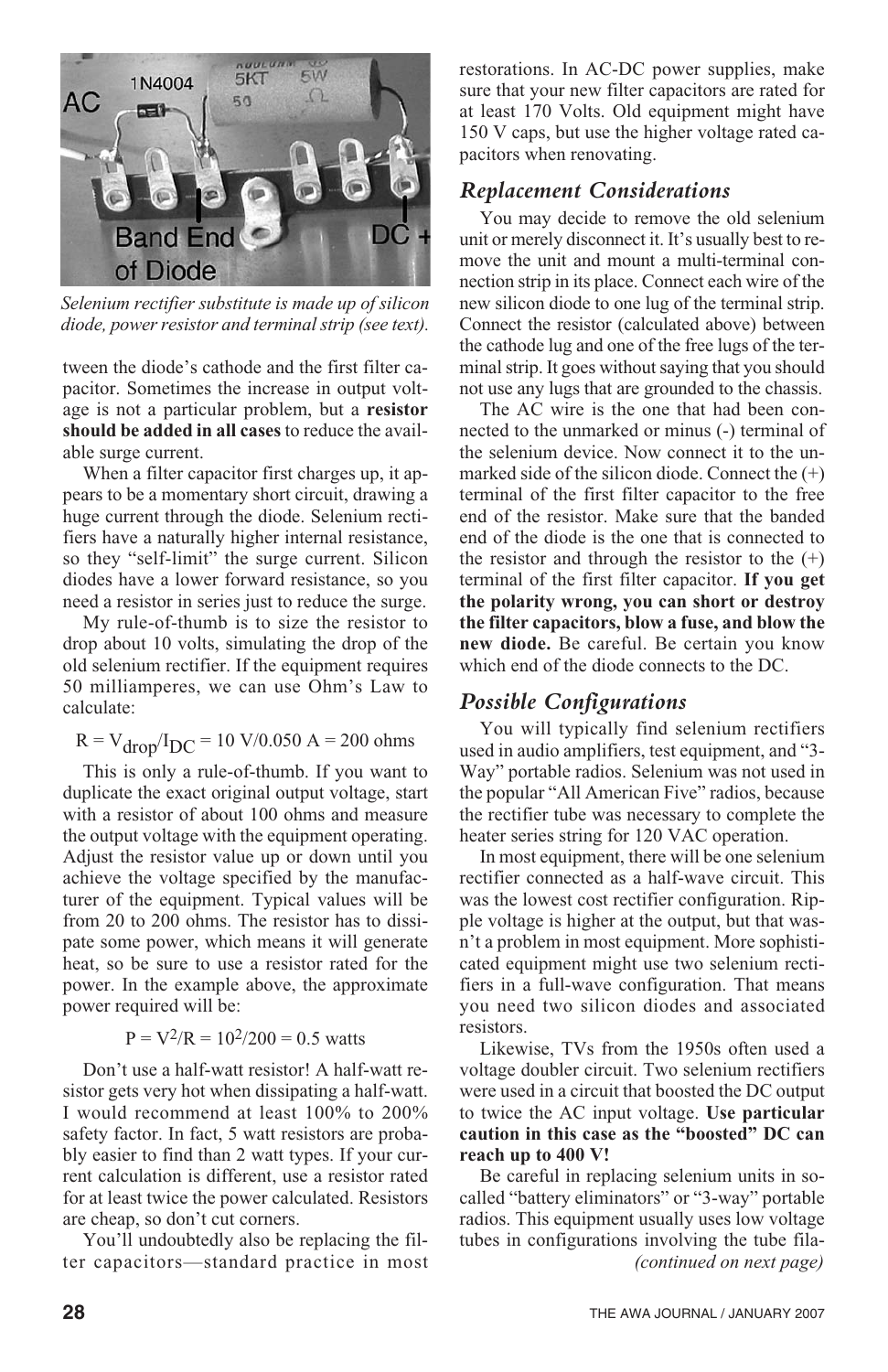Selenium rectifier substitute is made up of silicon diode, power resistor and terminal strip (see text).

tween the diode's cathode and the first filter capacitor. Sometimes the increase in output voltage is not a particular problem, but a **resistor should be added in all cases** to reduce the available surge current.

When a filter capacitor first charges up, it appears to be a momentary short circuit, drawing a huge current through the diode. Selenium rectifiers have a naturally higher internal resistance, so they "self-limit" the surge current. Silicon diodes have a lower forward resistance, so you need a resistor in series just to reduce the surge.

My rule-of-thumb is to size the resistor to drop about 10 volts, simulating the drop of the old selenium rectifier. If the equipment requires 50 milliamperes, we can use Ohm's Law to calculate:

$$R = V_{drop}/I_{DC} = 10\text{ V}/0.050\text{ A} = 200\text{ ohms}$$

This is only a rule-of-thumb. If you want to duplicate the exact original output voltage, start with a resistor of about 100 ohms and measure the output voltage with the equipment operating. Adjust the resistor value up or down until you achieve the voltage specified by the manufacturer of the equipment. Typical values will be from 20 to 200 ohms. The resistor has to dissipate some power, which means it will generate heat, so be sure to use a resistor rated for the power. In the example above, the approximate power required will be:

$$P = V^2/R = 10^2/200 = 0.5\text{ watts}$$

Don't use a half-watt resistor! A half-watt resistor gets very hot when dissipating a half-watt. I would recommend at least 100% to 200% safety factor. In fact, 5 watt resistors are probably easier to find than 2 watt types. If your current calculation is different, use a resistor rated for at least twice the power calculated. Resistors are cheap, so don't cut corners.

You'll undoubtedly also be replacing the filter capacitors—standard practice in most restorations. In AC-DC power supplies, make sure that your new filter capacitors are rated for at least 170 Volts. Old equipment might have 150 V caps, but use the higher voltage rated capacitors when renovating.

## *Replacement Considerations*

You may decide to remove the old selenium unit or merely disconnect it. It's usually best to remove the unit and mount a multi-terminal connection strip in its place. Connect each wire of the new silicon diode to one lug of the terminal strip. Connect the resistor (calculated above) between the cathode lug and one of the free lugs of the terminal strip. It goes without saying that you should not use any lugs that are grounded to the chassis.

The AC wire is the one that had been connected to the unmarked or minus (-) terminal of the selenium device. Now connect it to the unmarked side of the silicon diode. Connect the (+) terminal of the first filter capacitor to the free end of the resistor. Make sure that the banded end of the diode is the one that is connected to the resistor and through the resistor to the (+) terminal of the first filter capacitor. **If you get the polarity wrong, you can short or destroy the filter capacitors, blow a fuse, and blow the new diode.** Be careful. Be certain you know which end of the diode connects to the DC.

## *Possible Configurations*

You will typically find selenium rectifiers used in audio amplifiers, test equipment, and "3-Way" portable radios. Selenium was not used in the popular "All American Five" radios, because the rectifier tube was necessary to complete the heater series string for 120 VAC operation.

In most equipment, there will be one selenium rectifier connected as a half-wave circuit. This was the lowest cost rectifier configuration. Ripple voltage is higher at the output, but that wasn't a problem in most equipment. More sophisticated equipment might use two selenium rectifiers in a full-wave configuration. That means you need two silicon diodes and associated resistors.

Likewise, TVs from the 1950s often used a voltage doubler circuit. Two selenium rectifiers were used in a circuit that boosted the DC output to twice the AC input voltage. **Use particular caution in this case as the "boosted" DC can reach up to 400 V!**

Be careful in replacing selenium units in so-called "battery eliminators" or "3-way" portable radios. This equipment usually uses low voltage tubes in configurations involving the tube fila-

*(continued on next page)*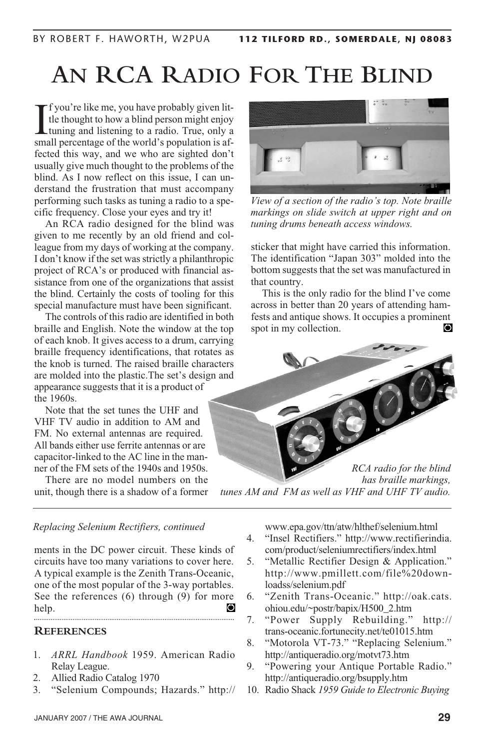BY ROBERT F. HAWORTH, W2PUA **112 TILFORD RD., SOMERDALE, NJ 08083**

# AN RCA RADIO FOR THE BLIND

If you're like me, you have probably given little thought to how a blind person might enjoy tuning and listening to a radio. True, only a small percentage of the world's population is affected this way, and we who are sighted don't usually give much thought to the problems of the blind. As I now reflect on this issue, I can understand the frustration that must accompany performing such tasks as tuning a radio to a specific frequency. Close your eyes and try it!

An RCA radio designed for the blind was given to me recently by an old friend and colleague from my days of working at the company. I don't know if the set was strictly a philanthropic project of RCA's or produced with financial assistance from one of the organizations that assist the blind. Certainly the costs of tooling for this special manufacture must have been significant.

The controls of this radio are identified in both braille and English. Note the window at the top of each knob. It gives access to a drum, carrying braille frequency identifications, that rotates as the knob is turned. The raised braille characters are molded into the plastic. The set's design and appearance suggests that it is a product of the 1960s.

Note that the set tunes the UHF and VHF TV audio in addition to AM and FM. No external antennas are required. All bands either use ferrite antennas or are capacitor-linked to the AC line in the manner of the FM sets of the 1940s and 1950s.

There are no model numbers on the unit, though there is a shadow of a former sticker that might have carried this information. The identification "Japan 303" molded into the bottom suggests that the set was manufactured in that country.

This is the only radio for the blind I've come across in better than 20 years of attending hamfests and antique shows. It occupies a prominent spot in my collection.

*View of a section of the radio's top. Note braille markings on slide switch at upper right and on tuning drums beneath access windows.*

*RCA radio for the blind has braille markings, tunes AM and FM as well as VHF and UHF TV audio.*

---

*Replacing Selenium Rectifiers, continued*

ments in the DC power circuit. These kinds of circuits have too many variations to cover here. A typical example is the Zenith Trans-Oceanic, one of the most popular of the 3-way portables. See the references (6) through (9) for more help.

## REFERENCES

1. *ARRL Handbook* 1959. American Radio Relay League.
2. Allied Radio Catalog 1970
3. "Selenium Compounds; Hazards." http://www.epa.gov/ttn/atw/hlthef/selenium.html
4. "Insel Rectifiers." http://www.rectifierindia.com/product/seleniumrectifiers/index.html
5. "Metallic Rectifier Design & Application." http://www.pmillett.com/file%20downloadss/selenium.pdf
6. "Zenith Trans-Oceanic." http://oak.cats.ohiou.edu/~postr/bapix/H500_2.htm
7. "Power Supply Rebuilding." http://trans-oceanic.fortunecity.net/te01015.htm
8. "Motorola VT-73." "Replacing Selenium." http://antiqueradio.org/motvt73.htm
9. "Powering your Antique Portable Radio." http://antiqueradio.org/bsupply.htm
10. Radio Shack *1959 Guide to Electronic Buying*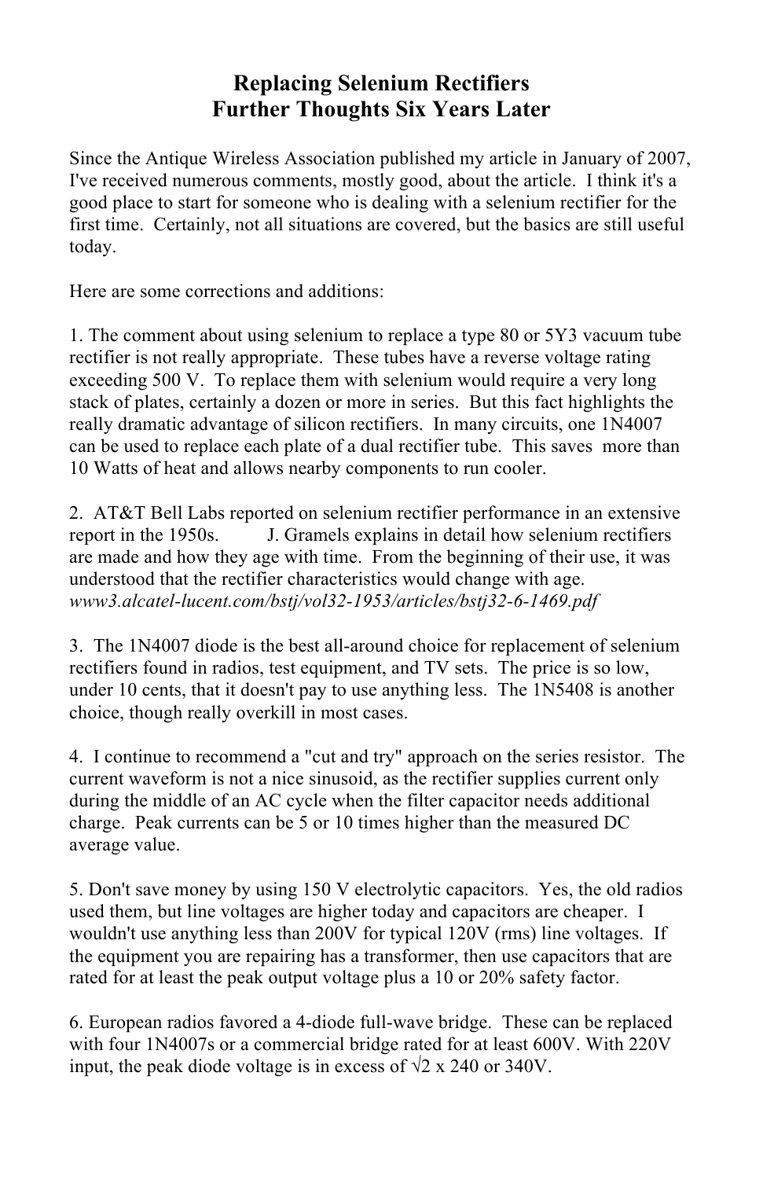# Replacing Selenium Rectifiers
# Further Thoughts Six Years Later

Since the Antique Wireless Association published my article in January of 2007, I've received numerous comments, mostly good, about the article. I think it's a good place to start for someone who is dealing with a selenium rectifier for the first time. Certainly, not all situations are covered, but the basics are still useful today.

Here are some corrections and additions:

1. The comment about using selenium to replace a type 80 or 5Y3 vacuum tube rectifier is not really appropriate. These tubes have a reverse voltage rating exceeding 500 V. To replace them with selenium would require a very long stack of plates, certainly a dozen or more in series. But this fact highlights the really dramatic advantage of silicon rectifiers. In many circuits, one 1N4007 can be used to replace each plate of a dual rectifier tube. This saves more than 10 Watts of heat and allows nearby components to run cooler.

2. AT&T Bell Labs reported on selenium rectifier performance in an extensive report in the 1950s. J. Gramels explains in detail how selenium rectifiers are made and how they age with time. From the beginning of their use, it was understood that the rectifier characteristics would change with age. *www3.alcatel-lucent.com/bstj/vol32-1953/articles/bstj32-6-1469.pdf*

3. The 1N4007 diode is the best all-around choice for replacement of selenium rectifiers found in radios, test equipment, and TV sets. The price is so low, under 10 cents, that it doesn't pay to use anything less. The 1N5408 is another choice, though really overkill in most cases.

4. I continue to recommend a "cut and try" approach on the series resistor. The current waveform is not a nice sinusoid, as the rectifier supplies current only during the middle of an AC cycle when the filter capacitor needs additional charge. Peak currents can be 5 or 10 times higher than the measured DC average value.

5. Don't save money by using 150 V electrolytic capacitors. Yes, the old radios used them, but line voltages are higher today and capacitors are cheaper. I wouldn't use anything less than 200V for typical 120V (rms) line voltages. If the equipment you are repairing has a transformer, then use capacitors that are rated for at least the peak output voltage plus a 10 or 20% safety factor.

6. European radios favored a 4-diode full-wave bridge. These can be replaced with four 1N4007s or a commercial bridge rated for at least 600V. With 220V input, the peak diode voltage is in excess of $\sqrt{2} \times 240$ or 340V.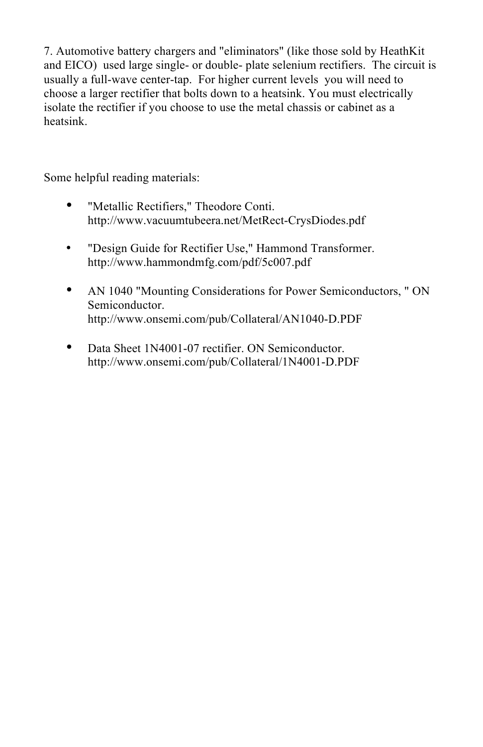7. Automotive battery chargers and "eliminators" (like those sold by HeathKit and EICO) used large single- or double- plate selenium rectifiers. The circuit is usually a full-wave center-tap. For higher current levels you will need to choose a larger rectifier that bolts down to a heatsink. You must electrically isolate the rectifier if you choose to use the metal chassis or cabinet as a heatsink.

Some helpful reading materials:

- "Metallic Rectifiers," Theodore Conti.
  http://www.vacuumtubeera.net/MetRect-CrysDiodes.pdf

- "Design Guide for Rectifier Use," Hammond Transformer.
  http://www.hammondmfg.com/pdf/5c007.pdf

- AN 1040 "Mounting Considerations for Power Semiconductors, " ON Semiconductor.
  http://www.onsemi.com/pub/Collateral/AN1040-D.PDF

- Data Sheet 1N4001-07 rectifier. ON Semiconductor.
  http://www.onsemi.com/pub/Collateral/1N4001-D.PDF